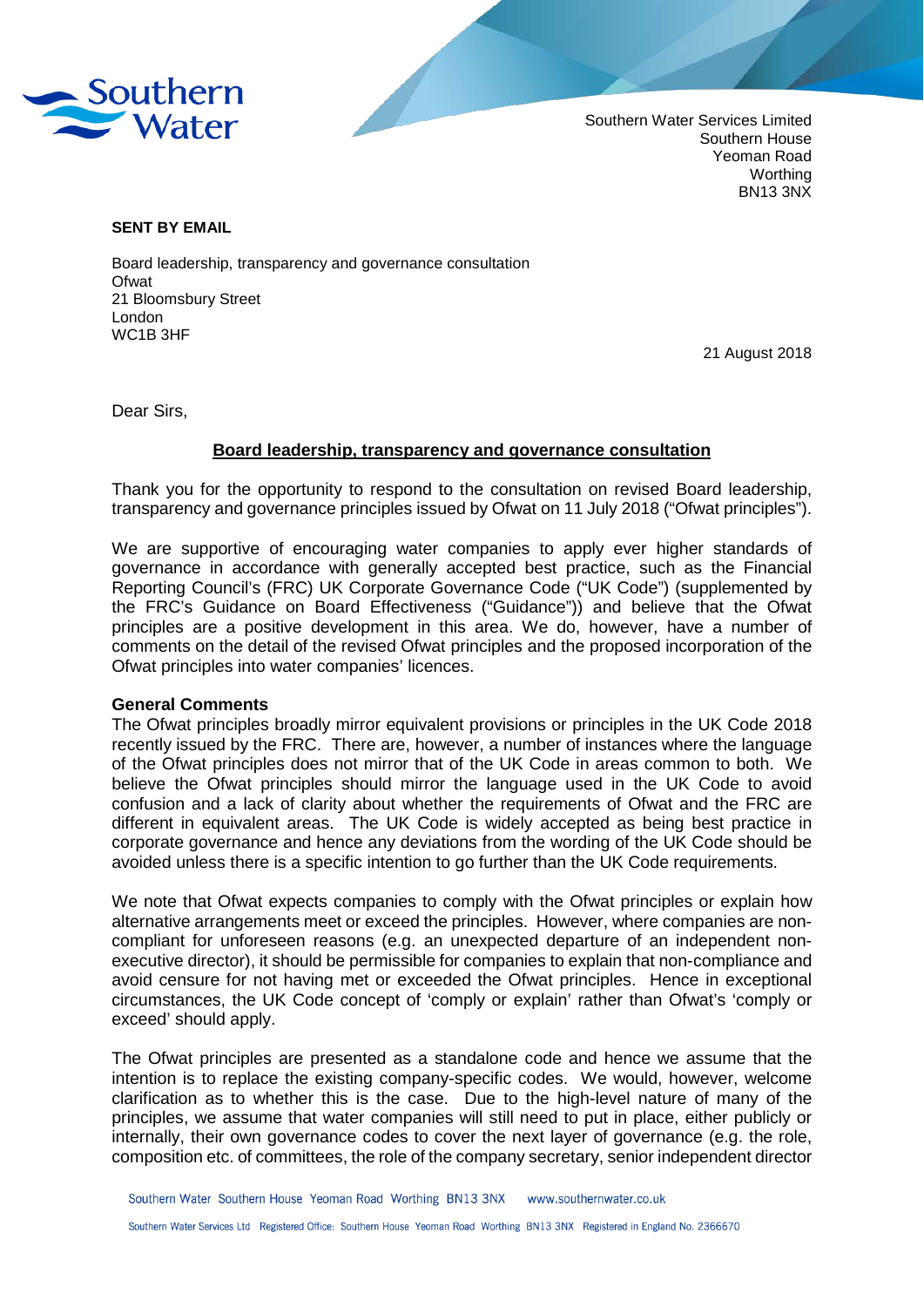Southern Water Services Limited
Southern House
Yeoman Road
Worthing
BN13 3NX

**SENT BY EMAIL**

Board leadership, transparency and governance consultation
Ofwat
21 Bloomsbury Street
London
WC1B 3HF

21 August 2018

Dear Sirs,

**Board leadership, transparency and governance consultation**

Thank you for the opportunity to respond to the consultation on revised Board leadership, transparency and governance principles issued by Ofwat on 11 July 2018 ("Ofwat principles").

We are supportive of encouraging water companies to apply ever higher standards of governance in accordance with generally accepted best practice, such as the Financial Reporting Council's (FRC) UK Corporate Governance Code ("UK Code") (supplemented by the FRC's Guidance on Board Effectiveness ("Guidance")) and believe that the Ofwat principles are a positive development in this area. We do, however, have a number of comments on the detail of the revised Ofwat principles and the proposed incorporation of the Ofwat principles into water companies' licences.

**General Comments**

The Ofwat principles broadly mirror equivalent provisions or principles in the UK Code 2018 recently issued by the FRC. There are, however, a number of instances where the language of the Ofwat principles does not mirror that of the UK Code in areas common to both. We believe the Ofwat principles should mirror the language used in the UK Code to avoid confusion and a lack of clarity about whether the requirements of Ofwat and the FRC are different in equivalent areas. The UK Code is widely accepted as being best practice in corporate governance and hence any deviations from the wording of the UK Code should be avoided unless there is a specific intention to go further than the UK Code requirements.

We note that Ofwat expects companies to comply with the Ofwat principles or explain how alternative arrangements meet or exceed the principles. However, where companies are non-compliant for unforeseen reasons (e.g. an unexpected departure of an independent non-executive director), it should be permissible for companies to explain that non-compliance and avoid censure for not having met or exceeded the Ofwat principles. Hence in exceptional circumstances, the UK Code concept of 'comply or explain' rather than Ofwat's 'comply or exceed' should apply.

The Ofwat principles are presented as a standalone code and hence we assume that the intention is to replace the existing company-specific codes. We would, however, welcome clarification as to whether this is the case. Due to the high-level nature of many of the principles, we assume that water companies will still need to put in place, either publicly or internally, their own governance codes to cover the next layer of governance (e.g. the role, composition etc. of committees, the role of the company secretary, senior independent director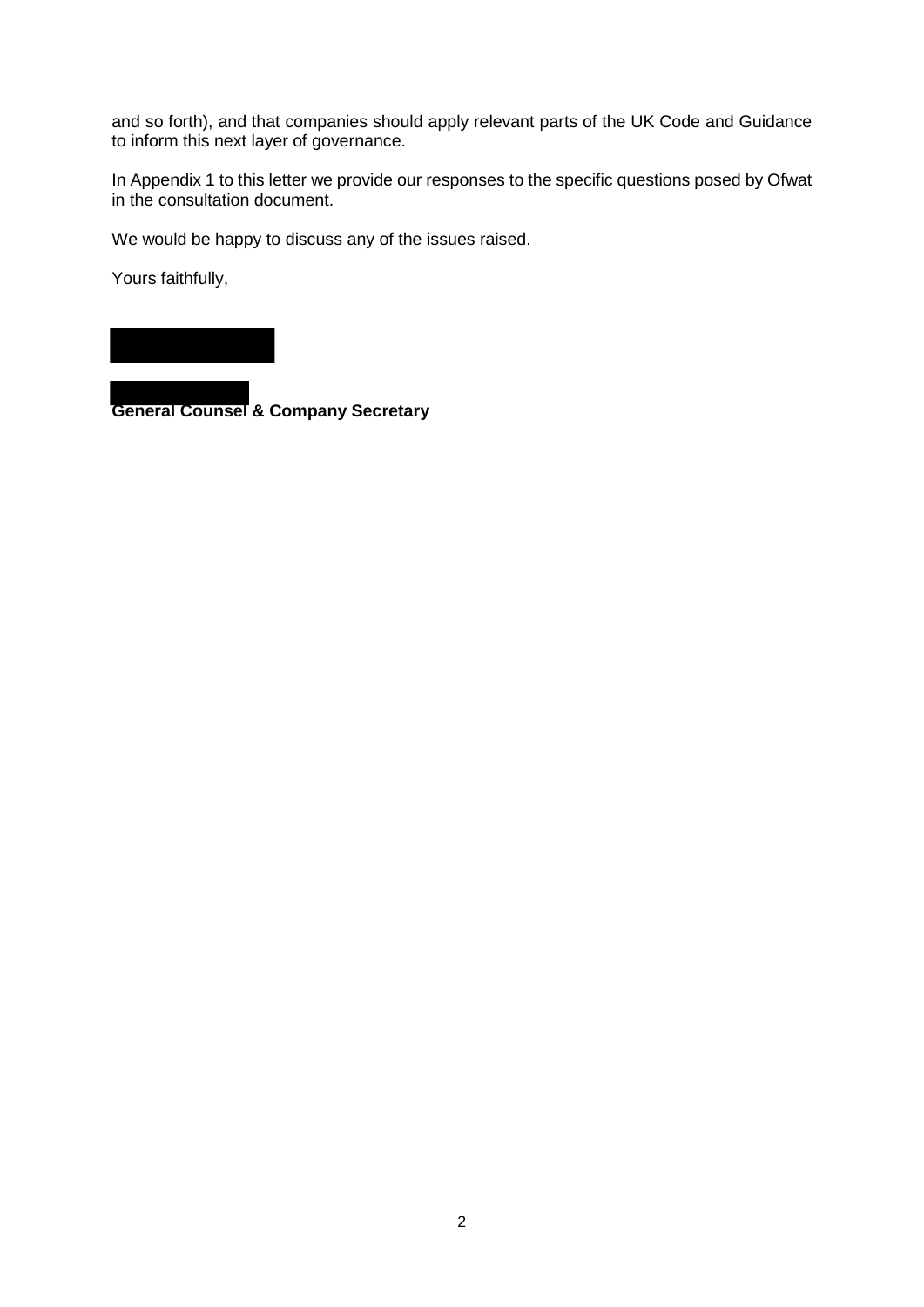and so forth), and that companies should apply relevant parts of the UK Code and Guidance to inform this next layer of governance.

In Appendix 1 to this letter we provide our responses to the specific questions posed by Ofwat in the consultation document.

We would be happy to discuss any of the issues raised.

Yours faithfully,

**General Counsel & Company Secretary**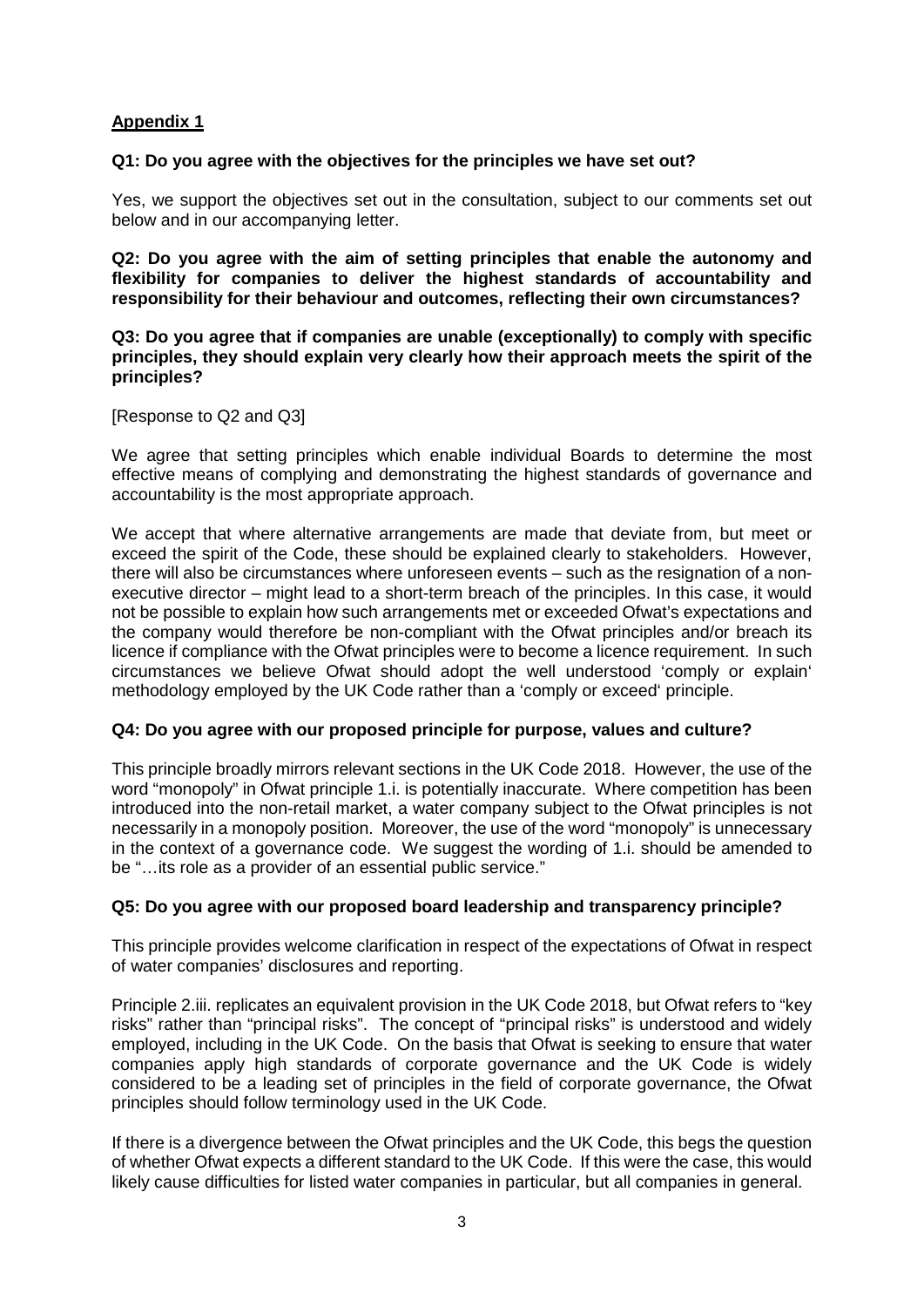**Appendix 1**

**Q1: Do you agree with the objectives for the principles we have set out?**

Yes, we support the objectives set out in the consultation, subject to our comments set out below and in our accompanying letter.

**Q2: Do you agree with the aim of setting principles that enable the autonomy and flexibility for companies to deliver the highest standards of accountability and responsibility for their behaviour and outcomes, reflecting their own circumstances?**

**Q3: Do you agree that if companies are unable (exceptionally) to comply with specific principles, they should explain very clearly how their approach meets the spirit of the principles?**

[Response to Q2 and Q3]

We agree that setting principles which enable individual Boards to determine the most effective means of complying and demonstrating the highest standards of governance and accountability is the most appropriate approach.

We accept that where alternative arrangements are made that deviate from, but meet or exceed the spirit of the Code, these should be explained clearly to stakeholders. However, there will also be circumstances where unforeseen events – such as the resignation of a non-executive director – might lead to a short-term breach of the principles. In this case, it would not be possible to explain how such arrangements met or exceeded Ofwat's expectations and the company would therefore be non-compliant with the Ofwat principles and/or breach its licence if compliance with the Ofwat principles were to become a licence requirement. In such circumstances we believe Ofwat should adopt the well understood 'comply or explain' methodology employed by the UK Code rather than a 'comply or exceed' principle.

**Q4: Do you agree with our proposed principle for purpose, values and culture?**

This principle broadly mirrors relevant sections in the UK Code 2018. However, the use of the word "monopoly" in Ofwat principle 1.i. is potentially inaccurate. Where competition has been introduced into the non-retail market, a water company subject to the Ofwat principles is not necessarily in a monopoly position. Moreover, the use of the word "monopoly" is unnecessary in the context of a governance code. We suggest the wording of 1.i. should be amended to be "…its role as a provider of an essential public service."

**Q5: Do you agree with our proposed board leadership and transparency principle?**

This principle provides welcome clarification in respect of the expectations of Ofwat in respect of water companies' disclosures and reporting.

Principle 2.iii. replicates an equivalent provision in the UK Code 2018, but Ofwat refers to "key risks" rather than "principal risks". The concept of "principal risks" is understood and widely employed, including in the UK Code. On the basis that Ofwat is seeking to ensure that water companies apply high standards of corporate governance and the UK Code is widely considered to be a leading set of principles in the field of corporate governance, the Ofwat principles should follow terminology used in the UK Code.

If there is a divergence between the Ofwat principles and the UK Code, this begs the question of whether Ofwat expects a different standard to the UK Code. If this were the case, this would likely cause difficulties for listed water companies in particular, but all companies in general.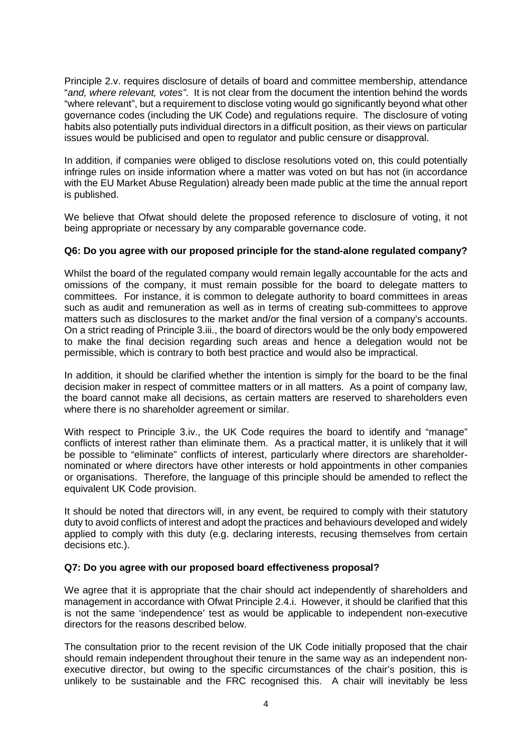Principle 2.v. requires disclosure of details of board and committee membership, attendance "*and, where relevant, votes*". It is not clear from the document the intention behind the words "where relevant", but a requirement to disclose voting would go significantly beyond what other governance codes (including the UK Code) and regulations require. The disclosure of voting habits also potentially puts individual directors in a difficult position, as their views on particular issues would be publicised and open to regulator and public censure or disapproval.

In addition, if companies were obliged to disclose resolutions voted on, this could potentially infringe rules on inside information where a matter was voted on but has not (in accordance with the EU Market Abuse Regulation) already been made public at the time the annual report is published.

We believe that Ofwat should delete the proposed reference to disclosure of voting, it not being appropriate or necessary by any comparable governance code.

**Q6: Do you agree with our proposed principle for the stand-alone regulated company?**

Whilst the board of the regulated company would remain legally accountable for the acts and omissions of the company, it must remain possible for the board to delegate matters to committees. For instance, it is common to delegate authority to board committees in areas such as audit and remuneration as well as in terms of creating sub-committees to approve matters such as disclosures to the market and/or the final version of a company's accounts. On a strict reading of Principle 3.iii., the board of directors would be the only body empowered to make the final decision regarding such areas and hence a delegation would not be permissible, which is contrary to both best practice and would also be impractical.

In addition, it should be clarified whether the intention is simply for the board to be the final decision maker in respect of committee matters or in all matters. As a point of company law, the board cannot make all decisions, as certain matters are reserved to shareholders even where there is no shareholder agreement or similar.

With respect to Principle 3.iv., the UK Code requires the board to identify and "manage" conflicts of interest rather than eliminate them. As a practical matter, it is unlikely that it will be possible to "eliminate" conflicts of interest, particularly where directors are shareholder-nominated or where directors have other interests or hold appointments in other companies or organisations. Therefore, the language of this principle should be amended to reflect the equivalent UK Code provision.

It should be noted that directors will, in any event, be required to comply with their statutory duty to avoid conflicts of interest and adopt the practices and behaviours developed and widely applied to comply with this duty (e.g. declaring interests, recusing themselves from certain decisions etc.).

**Q7: Do you agree with our proposed board effectiveness proposal?**

We agree that it is appropriate that the chair should act independently of shareholders and management in accordance with Ofwat Principle 2.4.i. However, it should be clarified that this is not the same 'independence' test as would be applicable to independent non-executive directors for the reasons described below.

The consultation prior to the recent revision of the UK Code initially proposed that the chair should remain independent throughout their tenure in the same way as an independent non-executive director, but owing to the specific circumstances of the chair's position, this is unlikely to be sustainable and the FRC recognised this. A chair will inevitably be less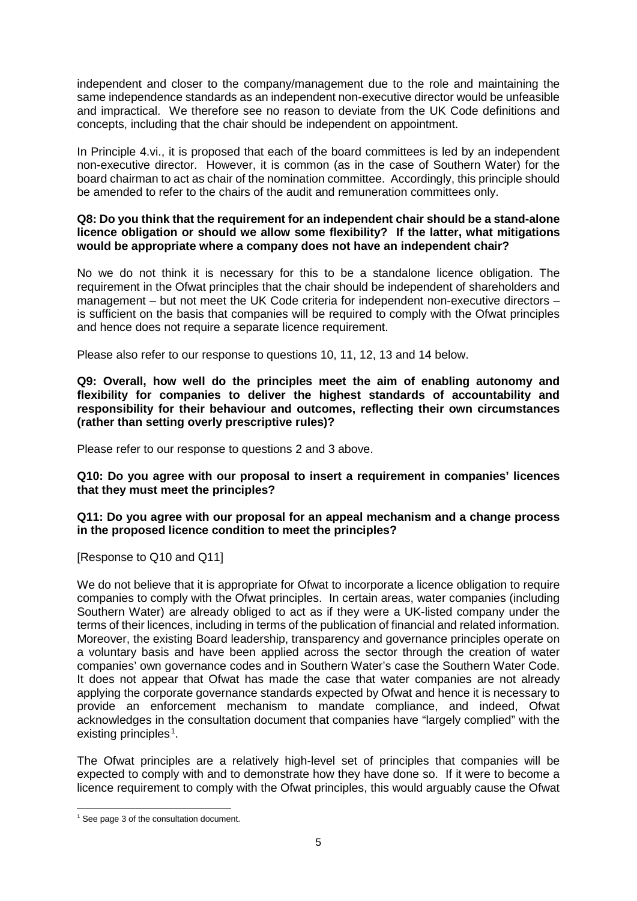independent and closer to the company/management due to the role and maintaining the same independence standards as an independent non-executive director would be unfeasible and impractical. We therefore see no reason to deviate from the UK Code definitions and concepts, including that the chair should be independent on appointment.

In Principle 4.vi., it is proposed that each of the board committees is led by an independent non-executive director. However, it is common (as in the case of Southern Water) for the board chairman to act as chair of the nomination committee. Accordingly, this principle should be amended to refer to the chairs of the audit and remuneration committees only.

**Q8: Do you think that the requirement for an independent chair should be a stand-alone licence obligation or should we allow some flexibility? If the latter, what mitigations would be appropriate where a company does not have an independent chair?**

No we do not think it is necessary for this to be a standalone licence obligation. The requirement in the Ofwat principles that the chair should be independent of shareholders and management – but not meet the UK Code criteria for independent non-executive directors – is sufficient on the basis that companies will be required to comply with the Ofwat principles and hence does not require a separate licence requirement.

Please also refer to our response to questions 10, 11, 12, 13 and 14 below.

**Q9: Overall, how well do the principles meet the aim of enabling autonomy and flexibility for companies to deliver the highest standards of accountability and responsibility for their behaviour and outcomes, reflecting their own circumstances (rather than setting overly prescriptive rules)?**

Please refer to our response to questions 2 and 3 above.

**Q10: Do you agree with our proposal to insert a requirement in companies' licences that they must meet the principles?**

**Q11: Do you agree with our proposal for an appeal mechanism and a change process in the proposed licence condition to meet the principles?**

[Response to Q10 and Q11]

We do not believe that it is appropriate for Ofwat to incorporate a licence obligation to require companies to comply with the Ofwat principles. In certain areas, water companies (including Southern Water) are already obliged to act as if they were a UK-listed company under the terms of their licences, including in terms of the publication of financial and related information. Moreover, the existing Board leadership, transparency and governance principles operate on a voluntary basis and have been applied across the sector through the creation of water companies' own governance codes and in Southern Water's case the Southern Water Code. It does not appear that Ofwat has made the case that water companies are not already applying the corporate governance standards expected by Ofwat and hence it is necessary to provide an enforcement mechanism to mandate compliance, and indeed, Ofwat acknowledges in the consultation document that companies have "largely complied" with the existing principles[1].

The Ofwat principles are a relatively high-level set of principles that companies will be expected to comply with and to demonstrate how they have done so. If it were to become a licence requirement to comply with the Ofwat principles, this would arguably cause the Ofwat

[1] See page 3 of the consultation document.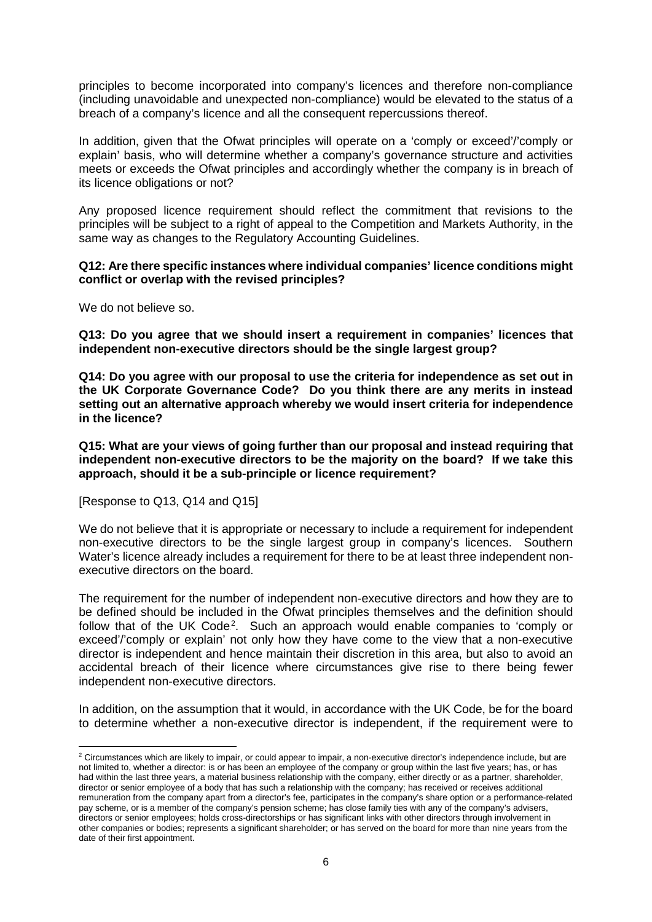principles to become incorporated into company's licences and therefore non-compliance (including unavoidable and unexpected non-compliance) would be elevated to the status of a breach of a company's licence and all the consequent repercussions thereof.

In addition, given that the Ofwat principles will operate on a 'comply or exceed'/'comply or explain' basis, who will determine whether a company's governance structure and activities meets or exceeds the Ofwat principles and accordingly whether the company is in breach of its licence obligations or not?

Any proposed licence requirement should reflect the commitment that revisions to the principles will be subject to a right of appeal to the Competition and Markets Authority, in the same way as changes to the Regulatory Accounting Guidelines.

**Q12: Are there specific instances where individual companies' licence conditions might conflict or overlap with the revised principles?**

We do not believe so.

**Q13: Do you agree that we should insert a requirement in companies' licences that independent non-executive directors should be the single largest group?**

**Q14: Do you agree with our proposal to use the criteria for independence as set out in the UK Corporate Governance Code? Do you think there are any merits in instead setting out an alternative approach whereby we would insert criteria for independence in the licence?**

**Q15: What are your views of going further than our proposal and instead requiring that independent non-executive directors to be the majority on the board? If we take this approach, should it be a sub-principle or licence requirement?**

[Response to Q13, Q14 and Q15]

We do not believe that it is appropriate or necessary to include a requirement for independent non-executive directors to be the single largest group in company's licences. Southern Water's licence already includes a requirement for there to be at least three independent non-executive directors on the board.

The requirement for the number of independent non-executive directors and how they are to be defined should be included in the Ofwat principles themselves and the definition should follow that of the UK Code[2]. Such an approach would enable companies to 'comply or exceed'/'comply or explain' not only how they have come to the view that a non-executive director is independent and hence maintain their discretion in this area, but also to avoid an accidental breach of their licence where circumstances give rise to there being fewer independent non-executive directors.

In addition, on the assumption that it would, in accordance with the UK Code, be for the board to determine whether a non-executive director is independent, if the requirement were to

[2] Circumstances which are likely to impair, or could appear to impair, a non-executive director's independence include, but are not limited to, whether a director: is or has been an employee of the company or group within the last five years; has, or has had within the last three years, a material business relationship with the company, either directly or as a partner, shareholder, director or senior employee of a body that has such a relationship with the company; has received or receives additional remuneration from the company apart from a director's fee, participates in the company's share option or a performance-related pay scheme, or is a member of the company's pension scheme; has close family ties with any of the company's advisers, directors or senior employees; holds cross-directorships or has significant links with other directors through involvement in other companies or bodies; represents a significant shareholder; or has served on the board for more than nine years from the date of their first appointment.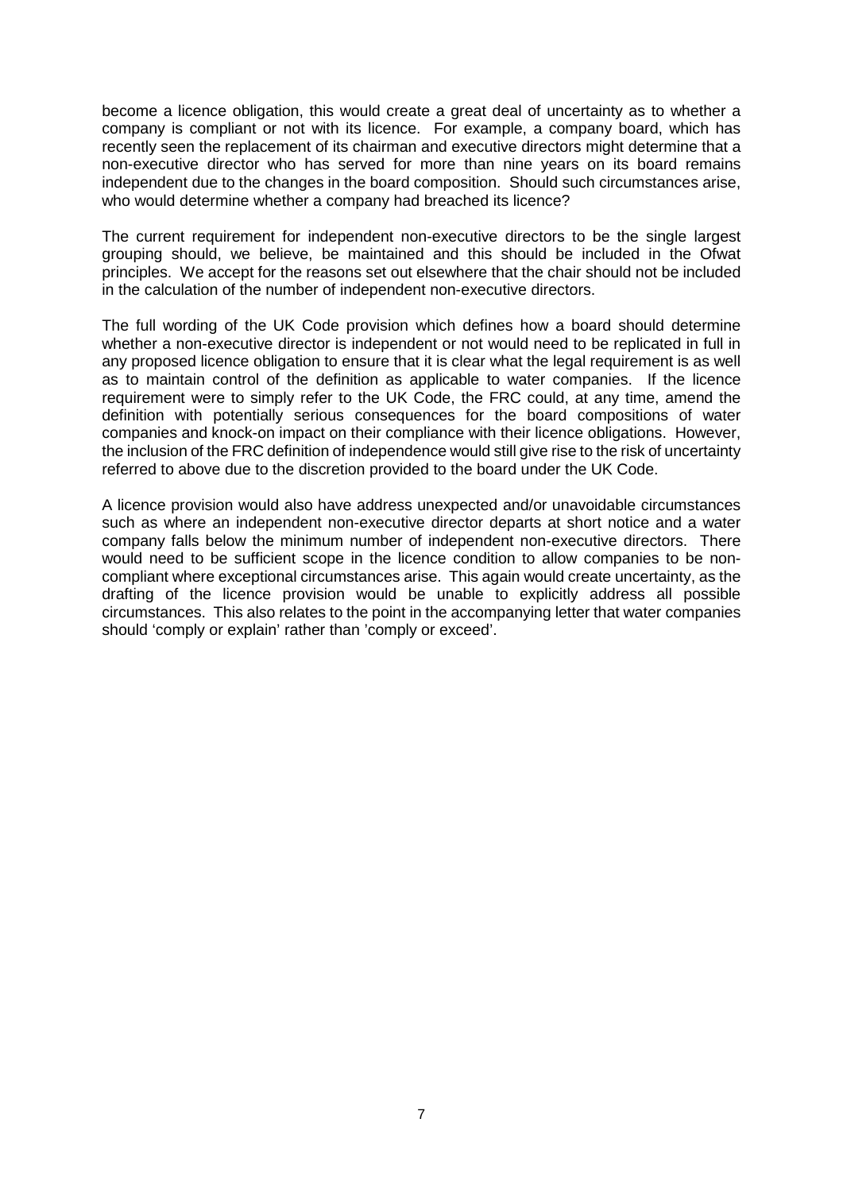become a licence obligation, this would create a great deal of uncertainty as to whether a company is compliant or not with its licence. For example, a company board, which has recently seen the replacement of its chairman and executive directors might determine that a non-executive director who has served for more than nine years on its board remains independent due to the changes in the board composition. Should such circumstances arise, who would determine whether a company had breached its licence?

The current requirement for independent non-executive directors to be the single largest grouping should, we believe, be maintained and this should be included in the Ofwat principles. We accept for the reasons set out elsewhere that the chair should not be included in the calculation of the number of independent non-executive directors.

The full wording of the UK Code provision which defines how a board should determine whether a non-executive director is independent or not would need to be replicated in full in any proposed licence obligation to ensure that it is clear what the legal requirement is as well as to maintain control of the definition as applicable to water companies. If the licence requirement were to simply refer to the UK Code, the FRC could, at any time, amend the definition with potentially serious consequences for the board compositions of water companies and knock-on impact on their compliance with their licence obligations. However, the inclusion of the FRC definition of independence would still give rise to the risk of uncertainty referred to above due to the discretion provided to the board under the UK Code.

A licence provision would also have address unexpected and/or unavoidable circumstances such as where an independent non-executive director departs at short notice and a water company falls below the minimum number of independent non-executive directors. There would need to be sufficient scope in the licence condition to allow companies to be non-compliant where exceptional circumstances arise. This again would create uncertainty, as the drafting of the licence provision would be unable to explicitly address all possible circumstances. This also relates to the point in the accompanying letter that water companies should 'comply or explain' rather than 'comply or exceed'.